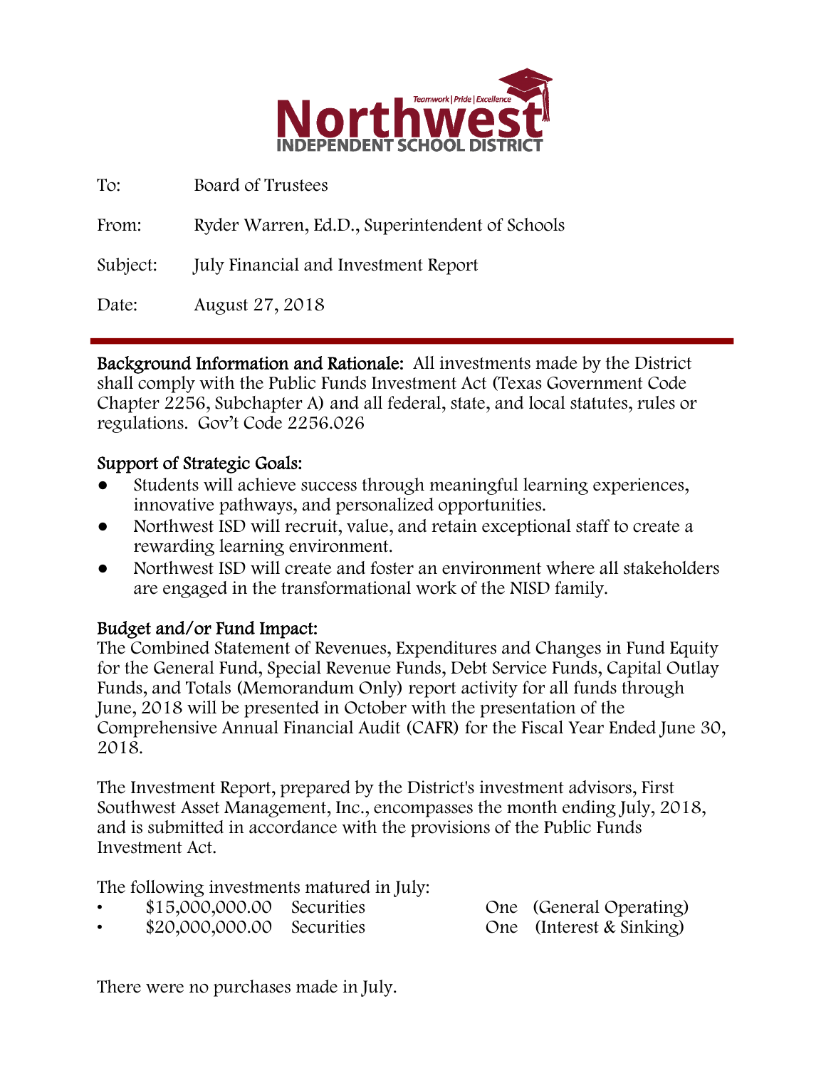# Northwest Independent School District

Teamwork | Pride | Excellence

To: Board of Trustees

From: Ryder Warren, Ed.D., Superintendent of Schools

Subject: July Financial and Investment Report

Date: August 27, 2018

---

**Background Information and Rationale:** All investments made by the District shall comply with the Public Funds Investment Act (Texas Government Code Chapter 2256, Subchapter A) and all federal, state, and local statutes, rules or regulations. Gov't Code 2256.026

**Support of Strategic Goals:**

- Students will achieve success through meaningful learning experiences, innovative pathways, and personalized opportunities.
- Northwest ISD will recruit, value, and retain exceptional staff to create a rewarding learning environment.
- Northwest ISD will create and foster an environment where all stakeholders are engaged in the transformational work of the NISD family.

**Budget and/or Fund Impact:**

The Combined Statement of Revenues, Expenditures and Changes in Fund Equity for the General Fund, Special Revenue Funds, Debt Service Funds, Capital Outlay Funds, and Totals (Memorandum Only) report activity for all funds through June, 2018 will be presented in October with the presentation of the Comprehensive Annual Financial Audit (CAFR) for the Fiscal Year Ended June 30, 2018.

The Investment Report, prepared by the District's investment advisors, First Southwest Asset Management, Inc., encompasses the month ending July, 2018, and is submitted in accordance with the provisions of the Public Funds Investment Act.

The following investments matured in July:

- $15,000,000.00 Securities One (General Operating)
- $20,000,000.00 Securities One (Interest & Sinking)

There were no purchases made in July.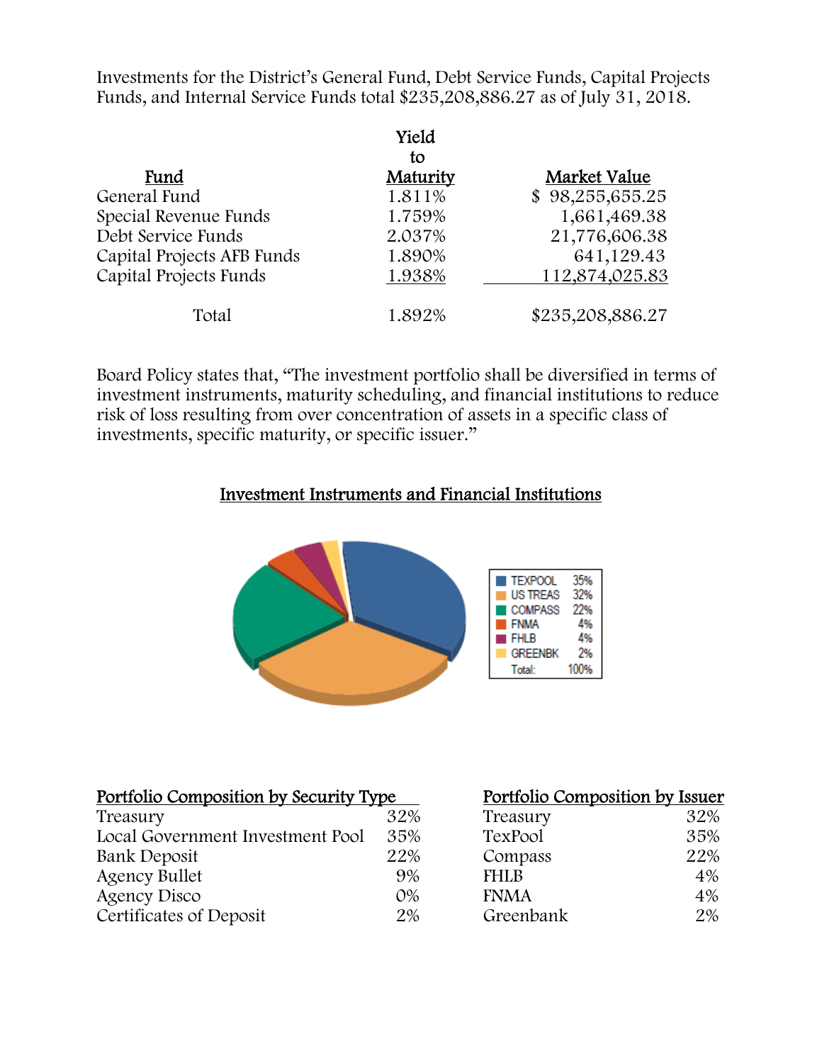Investments for the District's General Fund, Debt Service Funds, Capital Projects Funds, and Internal Service Funds total $235,208,886.27 as of July 31, 2018.

| Fund | Yield to Maturity | Market Value |
|---|---|---|
| General Fund | 1.811% | $ 98,255,655.25 |
| Special Revenue Funds | 1.759% | 1,661,469.38 |
| Debt Service Funds | 2.037% | 21,776,606.38 |
| Capital Projects AFB Funds | 1.890% | 641,129.43 |
| Capital Projects Funds | 1.938% | 112,874,025.83 |
| Total | 1.892% | $235,208,886.27 |

Board Policy states that, "The investment portfolio shall be diversified in terms of investment instruments, maturity scheduling, and financial institutions to reduce risk of loss resulting from over concentration of assets in a specific class of investments, specific maturity, or specific issuer."

## Investment Instruments and Financial Institutions

| | |
|---|---|
| TEXPOOL | 35% |
| US TREAS | 32% |
| COMPASS | 22% |
| FNMA | 4% |
| FHLB | 4% |
| GREENBK | 2% |
| Total: | 100% |

**Portfolio Composition by Security Type**

| Security Type | % |
|---|---|
| Treasury | 32% |
| Local Government Investment Pool | 35% |
| Bank Deposit | 22% |
| Agency Bullet | 9% |
| Agency Disco | 0% |
| Certificates of Deposit | 2% |

**Portfolio Composition by Issuer**

| Issuer | % |
|---|---|
| Treasury | 32% |
| TexPool | 35% |
| Compass | 22% |
| FHLB | 4% |
| FNMA | 4% |
| Greenbank | 2% |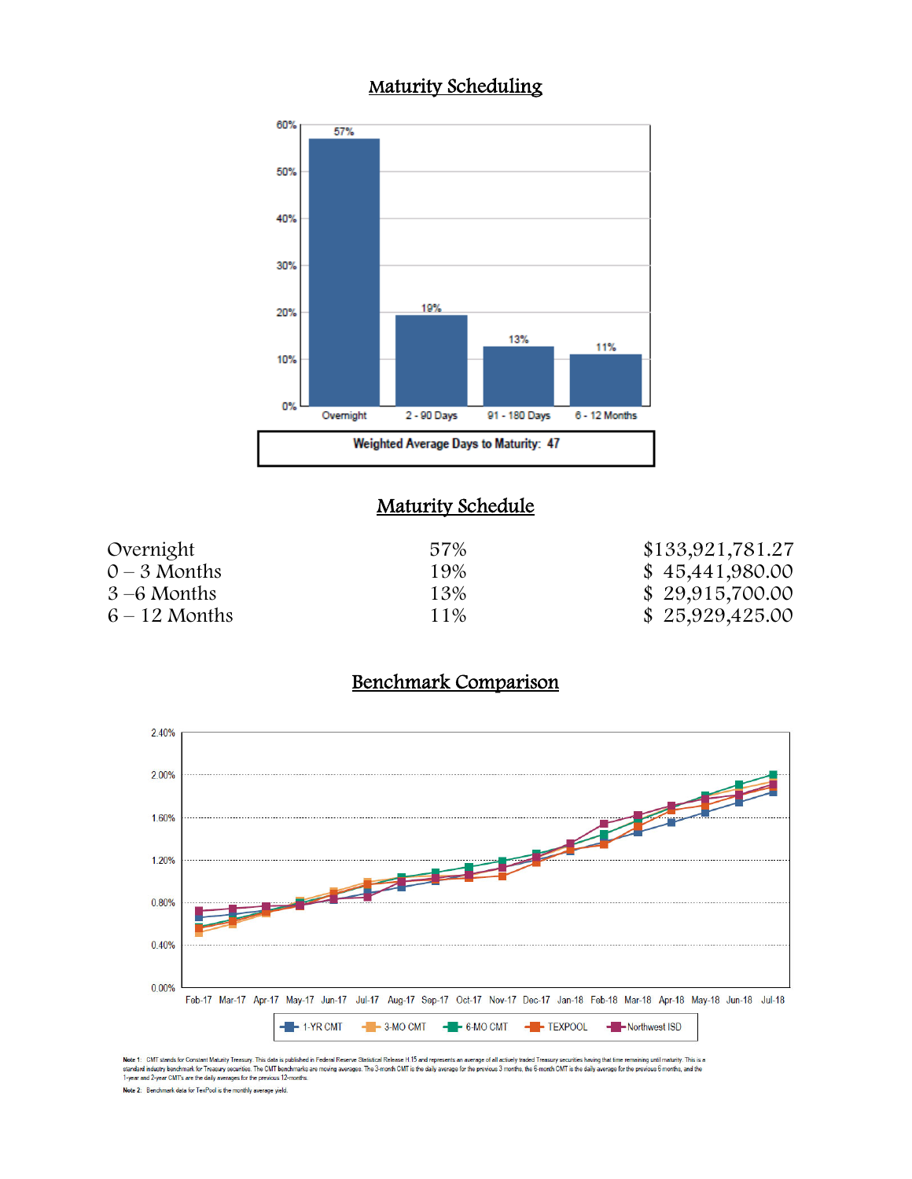## Maturity Scheduling

| | Overnight | 2 - 90 Days | 91 - 180 Days | 6 - 12 Months |
|---|---|---|---|---|
| | 57% | 19% | 13% | 11% |

**Weighted Average Days to Maturity: 47**

## Maturity Schedule

| | | |
|---|---|---|
| Overnight | 57% | $133,921,781.27 |
| 0 – 3 Months | 19% | $ 45,441,980.00 |
| 3 –6 Months | 13% | $ 29,915,700.00 |
| 6 – 12 Months | 11% | $ 25,929,425.00 |

## Benchmark Comparison

Legend: 1-YR CMT, 3-MO CMT, 6-MO CMT, TEXPOOL, Northwest ISD

Note 1: CMT stands for Constant Maturity Treasury. This data is published in Federal Reserve Statistical Release H.15 and represents an average of all actively traded Treasury securities having that time remaining until maturity. This is a standard industry benchmark for Treasury securities. The CMT benchmarks are moving averages. The 3-month CMT is the daily average for the previous 3 months, the 6-month CMT is the daily average for the previous 6 months, and the 1-year and 2-year CMT's are the daily averages for the previous 12-months.

Note 2: Benchmark data for TexPool is the monthly average yield.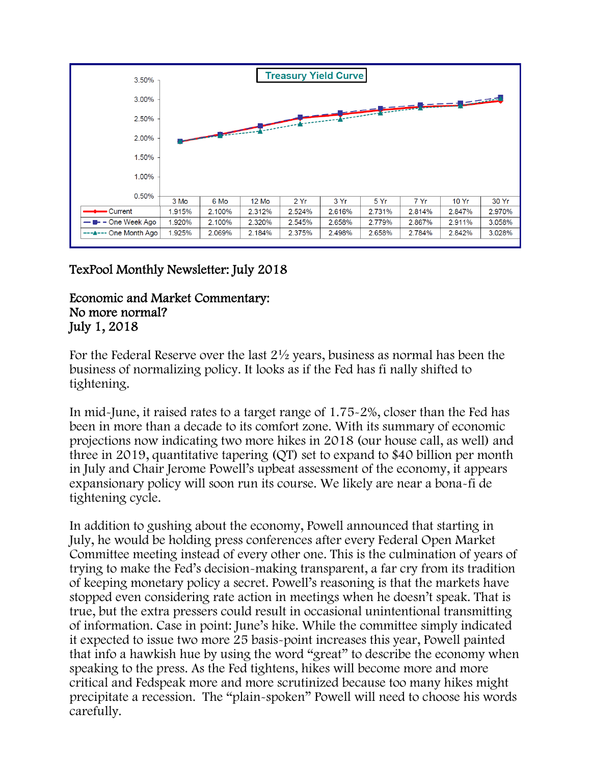**Treasury Yield Curve**

| | 3 Mo | 6 Mo | 12 Mo | 2 Yr | 3 Yr | 5 Yr | 7 Yr | 10 Yr | 30 Yr |
|---|---|---|---|---|---|---|---|---|---|
| Current | 1.915% | 2.100% | 2.312% | 2.524% | 2.616% | 2.731% | 2.814% | 2.847% | 2.970% |
| One Week Ago | 1.920% | 2.100% | 2.320% | 2.545% | 2.658% | 2.779% | 2.867% | 2.911% | 3.058% |
| One Month Ago | 1.925% | 2.069% | 2.184% | 2.375% | 2.498% | 2.658% | 2.784% | 2.842% | 3.028% |

TexPool Monthly Newsletter: July 2018

Economic and Market Commentary:
No more normal?
July 1, 2018

For the Federal Reserve over the last 2½ years, business as normal has been the business of normalizing policy. It looks as if the Fed has fi nally shifted to tightening.

In mid-June, it raised rates to a target range of 1.75-2%, closer than the Fed has been in more than a decade to its comfort zone. With its summary of economic projections now indicating two more hikes in 2018 (our house call, as well) and three in 2019, quantitative tapering (QT) set to expand to $40 billion per month in July and Chair Jerome Powell's upbeat assessment of the economy, it appears expansionary policy will soon run its course. We likely are near a bona-fi de tightening cycle.

In addition to gushing about the economy, Powell announced that starting in July, he would be holding press conferences after every Federal Open Market Committee meeting instead of every other one. This is the culmination of years of trying to make the Fed's decision-making transparent, a far cry from its tradition of keeping monetary policy a secret. Powell's reasoning is that the markets have stopped even considering rate action in meetings when he doesn't speak. That is true, but the extra pressers could result in occasional unintentional transmitting of information. Case in point: June's hike. While the committee simply indicated it expected to issue two more 25 basis-point increases this year, Powell painted that info a hawkish hue by using the word "great" to describe the economy when speaking to the press. As the Fed tightens, hikes will become more and more critical and Fedspeak more and more scrutinized because too many hikes might precipitate a recession. The "plain-spoken" Powell will need to choose his words carefully.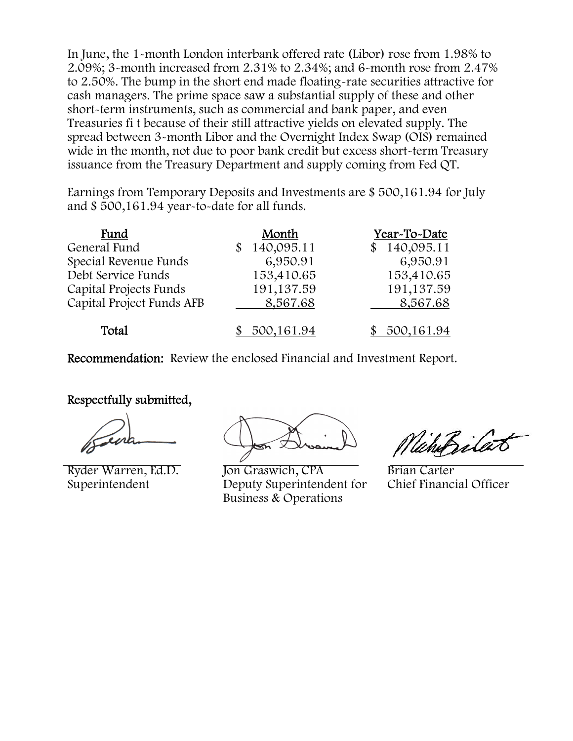In June, the 1-month London interbank offered rate (Libor) rose from 1.98% to 2.09%; 3-month increased from 2.31% to 2.34%; and 6-month rose from 2.47% to 2.50%. The bump in the short end made floating-rate securities attractive for cash managers. The prime space saw a substantial supply of these and other short-term instruments, such as commercial and bank paper, and even Treasuries fi t because of their still attractive yields on elevated supply. The spread between 3-month Libor and the Overnight Index Swap (OIS) remained wide in the month, not due to poor bank credit but excess short-term Treasury issuance from the Treasury Department and supply coming from Fed QT.

Earnings from Temporary Deposits and Investments are $ 500,161.94 for July and $ 500,161.94 year-to-date for all funds.

| Fund | Month | Year-To-Date |
|---|---|---|
| General Fund | $ 140,095.11 | $ 140,095.11 |
| Special Revenue Funds | 6,950.91 | 6,950.91 |
| Debt Service Funds | 153,410.65 | 153,410.65 |
| Capital Projects Funds | 191,137.59 | 191,137.59 |
| Capital Project Funds AFB | 8,567.68 | 8,567.68 |
| **Total** | $ 500,161.94 | $ 500,161.94 |

**Recommendation:** Review the enclosed Financial and Investment Report.

**Respectfully submitted,**

Ryder Warren, Ed.D.
Superintendent

Jon Graswich, CPA
Deputy Superintendent for Business & Operations

Brian Carter
Chief Financial Officer